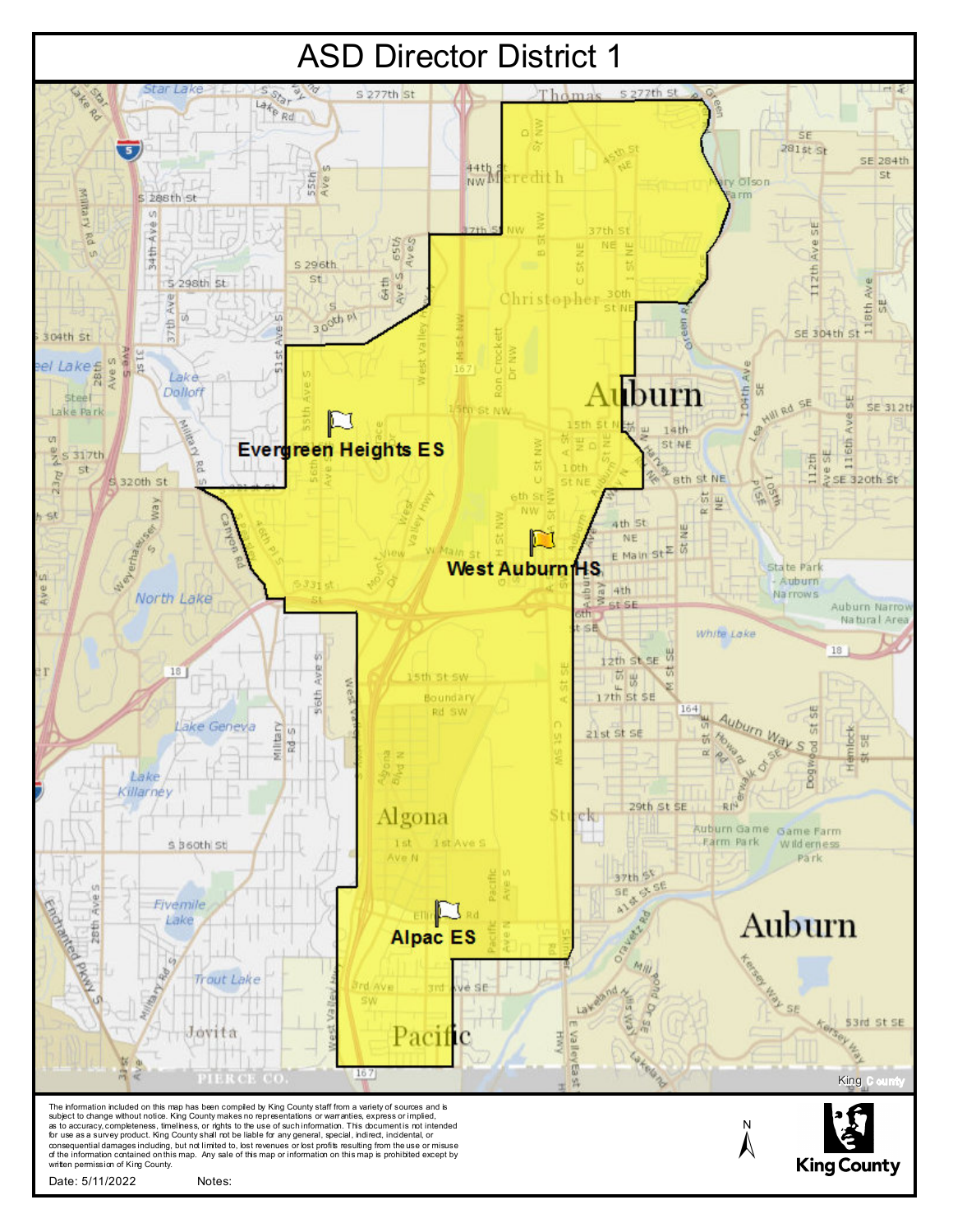# ASD Director District 1

Evergreen Heights ES

West Auburn HS

Alpac ES

The information included on this map has been compiled by King County staff from a variety of sources and is subject to change without notice. King County makes no representations or warranties, express or implied, as to accuracy, completeness, timeliness, or rights to the use of such information. This document is not intended for use as a survey product. King County shall not be liable for any general, special, indirect, incidental, or consequential damages including, but not limited to, lost revenues or lost profits resulting from the use or misuse of the information contained on this map. Any sale of this map or information on this map is prohibited except by written permission of King County.

Date: 5/11/2022 Notes:

King County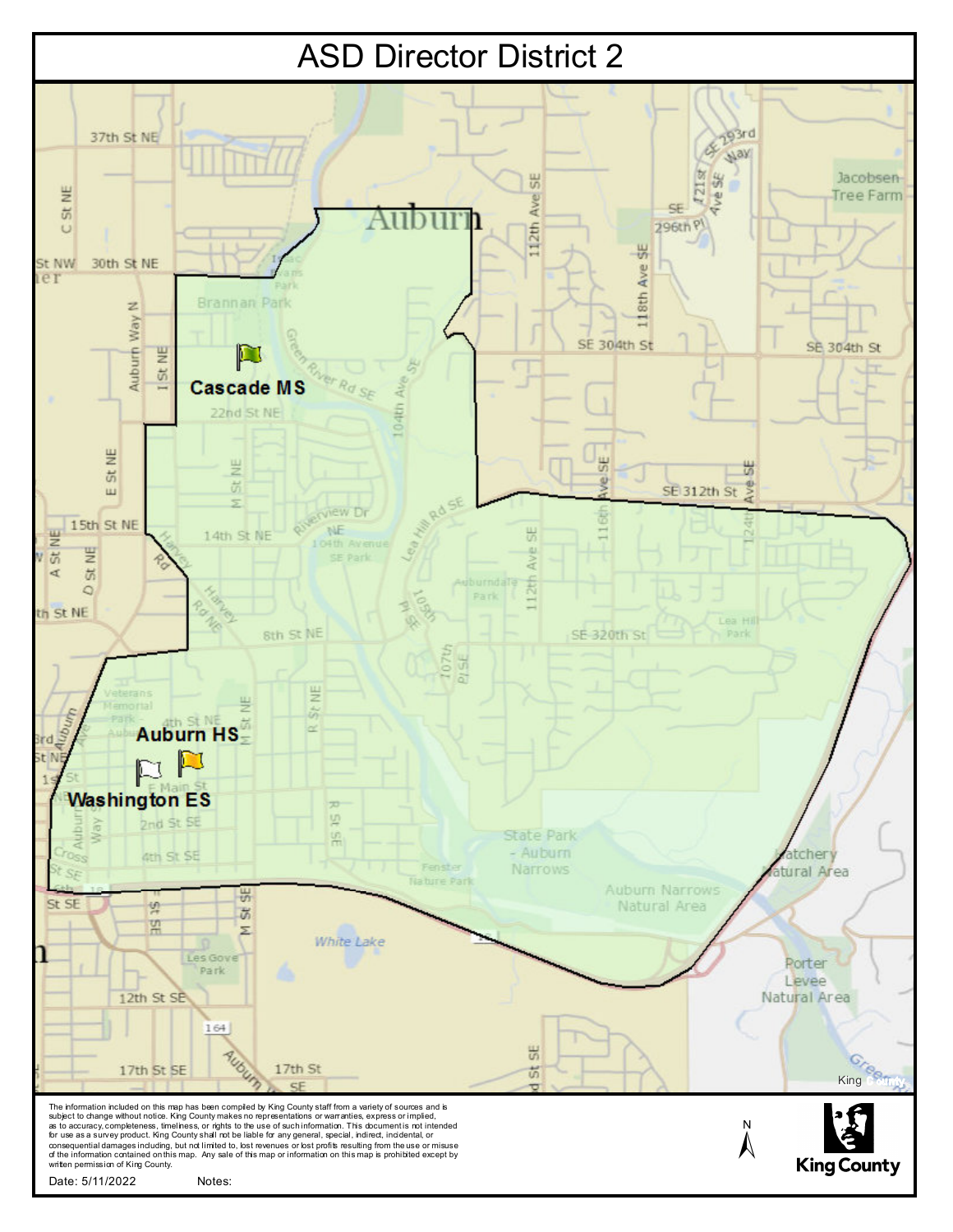# ASD Director District 2

**Cascade MS**

**Auburn HS**

**Washington ES**

The information included on this map has been compiled by King County staff from a variety of sources and is subject to change without notice. King County makes no representations or warranties, express or implied, as to accuracy, completeness, timeliness, or rights to the use of such information. This document is not intended for use as a survey product. King County shall not be liable for any general, special, indirect, incidental, or consequential damages including, but not limited to, lost revenues or lost profits resulting from the use or misuse of the information contained on this map. Any sale of this map or information on this map is prohibited except by written permission of King County.

Date: 5/11/2022 Notes:

King County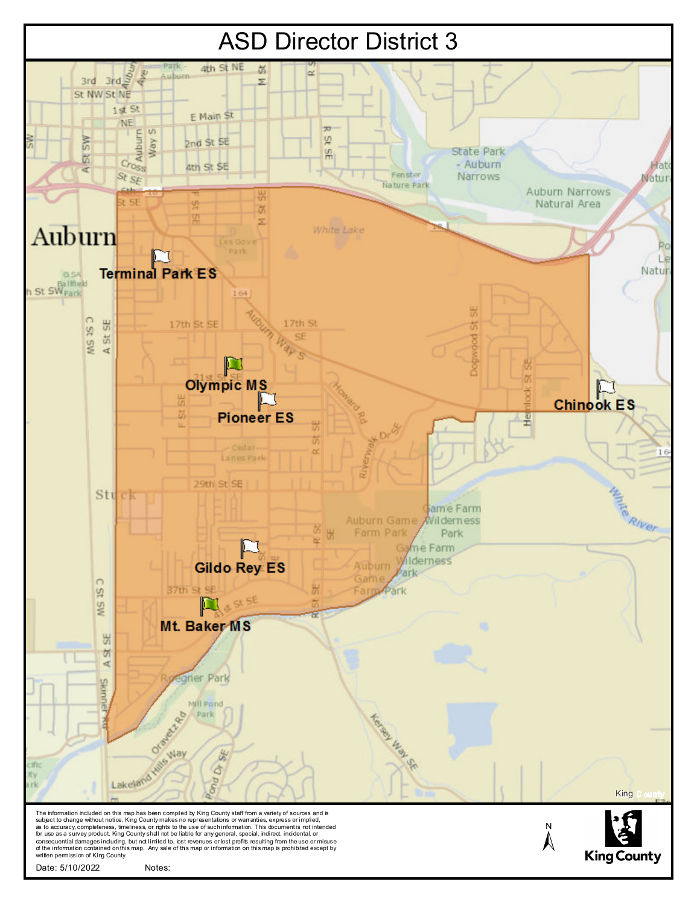# ASD Director District 3

Terminal Park ES

Olympic MS

Pioneer ES

Chinook ES

Gildo Rey ES

Mt. Baker MS

The information included on this map has been compiled by King County staff from a variety of sources and is subject to change without notice. King County makes no representations or warranties, express or implied, as to accuracy, completeness, timeliness, or rights to the use of such information. This document is not intended for use as a survey product. King County shall not be liable for any general, special, indirect, incidental, or consequential damages including, but not limited to, lost revenues or lost profits resulting from the use or misuse of the information contained on this map. Any sale of this map or information on this map is prohibited except by written permission of King County.

Date: 5/10/2022 Notes:

King County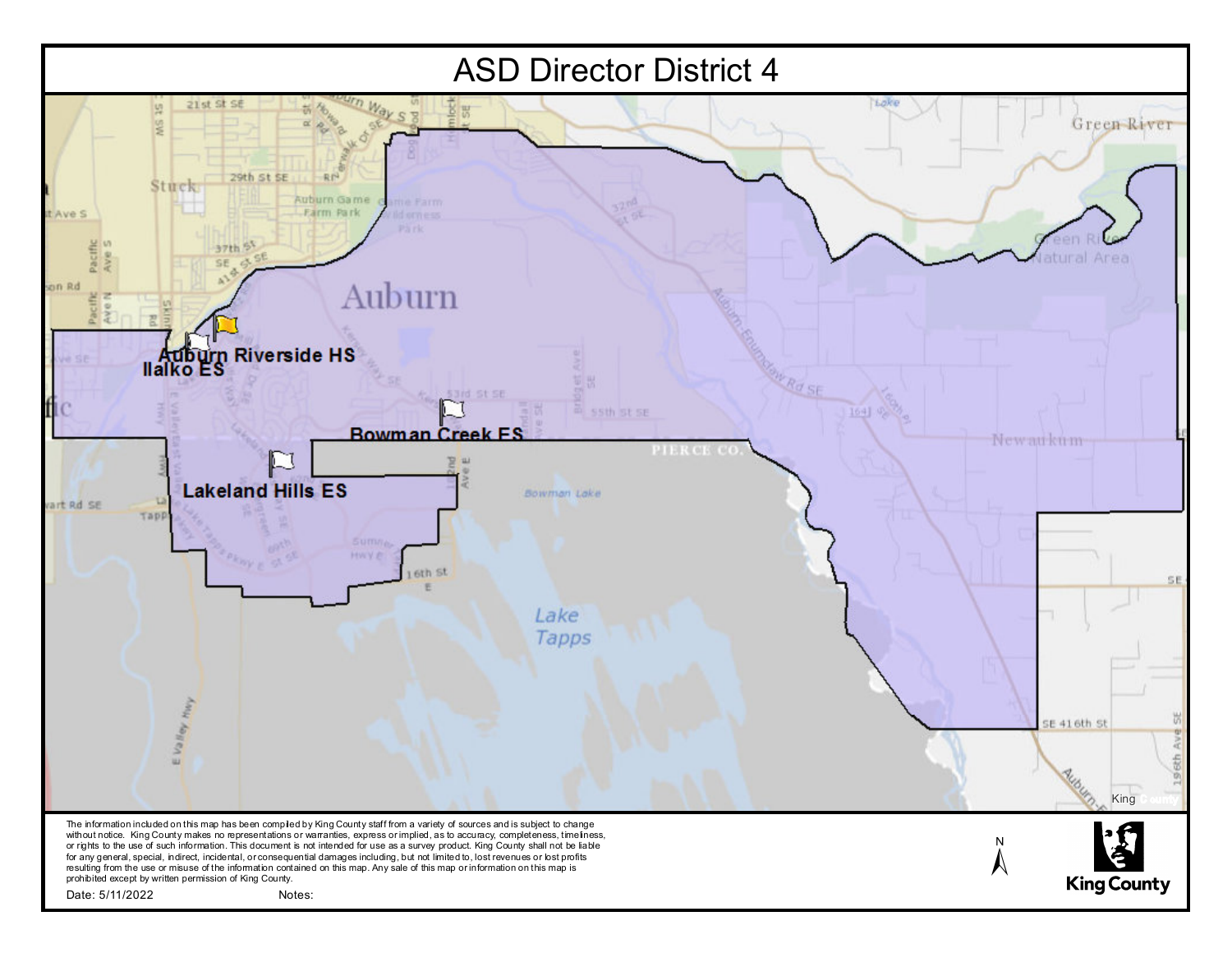# ASD Director District 4

Auburn Riverside HS

Ilalko ES

Bowman Creek ES

Lakeland Hills ES

The information included on this map has been compiled by King County staff from a variety of sources and is subject to change without notice. King County makes no representations or warranties, express or implied, as to accuracy, completeness, timeliness, or rights to the use of such information. This document is not intended for use as a survey product. King County shall not be liable for any general, special, indirect, incidental, or consequential damages including, but not limited to, lost revenues or lost profits resulting from the use or misuse of the information contained on this map. Any sale of this map or information on this map is prohibited except by written permission of King County.

Date: 5/11/2022

Notes:

King County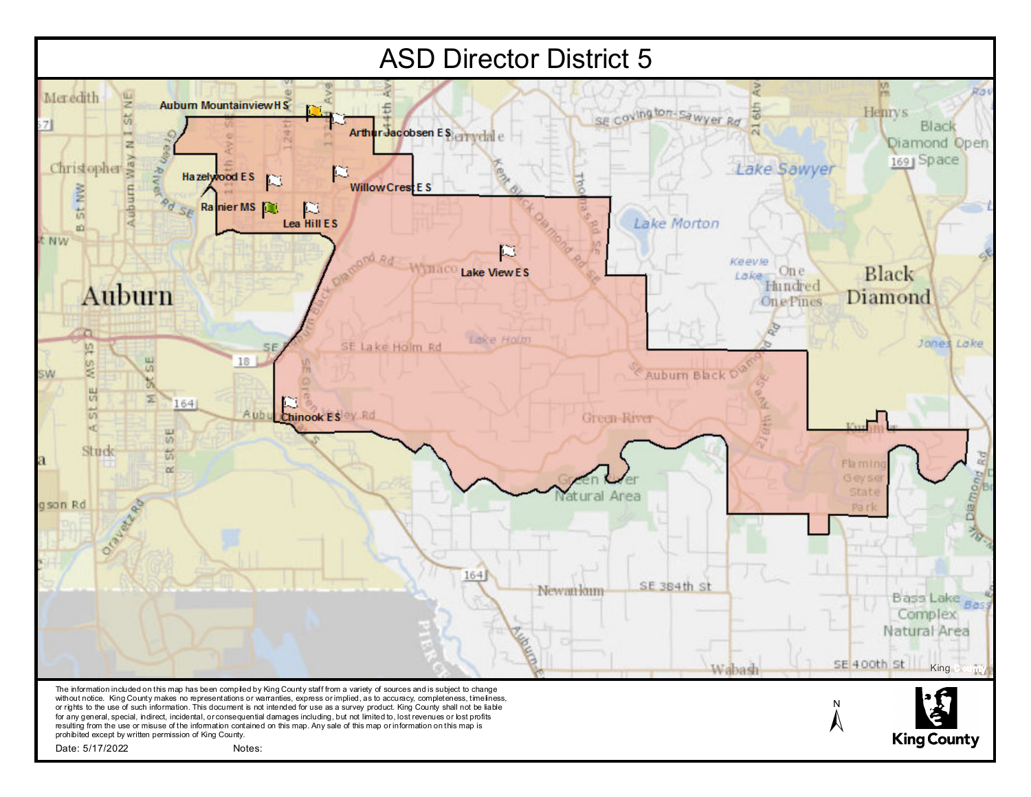# ASD Director District 5

Auburn Mountainview HS
Arthur Jacobsen ES
Hazelwood ES
Willow Crest ES
Rainier MS
Lea Hill ES
Lake View ES
Chinook ES

The information included on this map has been compiled by King County staff from a variety of sources and is subject to change without notice. King County makes no representations or warranties, express or implied, as to accuracy, completeness, timeliness, or rights to the use of such information. This document is not intended for use as a survey product. King County shall not be liable for any general, special, indirect, incidental, or consequential damages including, but not limited to, lost revenues or lost profits resulting from the use or misuse of the information contained on this map. Any sale of this map or information on this map is prohibited except by written permission of King County.

Date: 5/17/2022

Notes:

King County